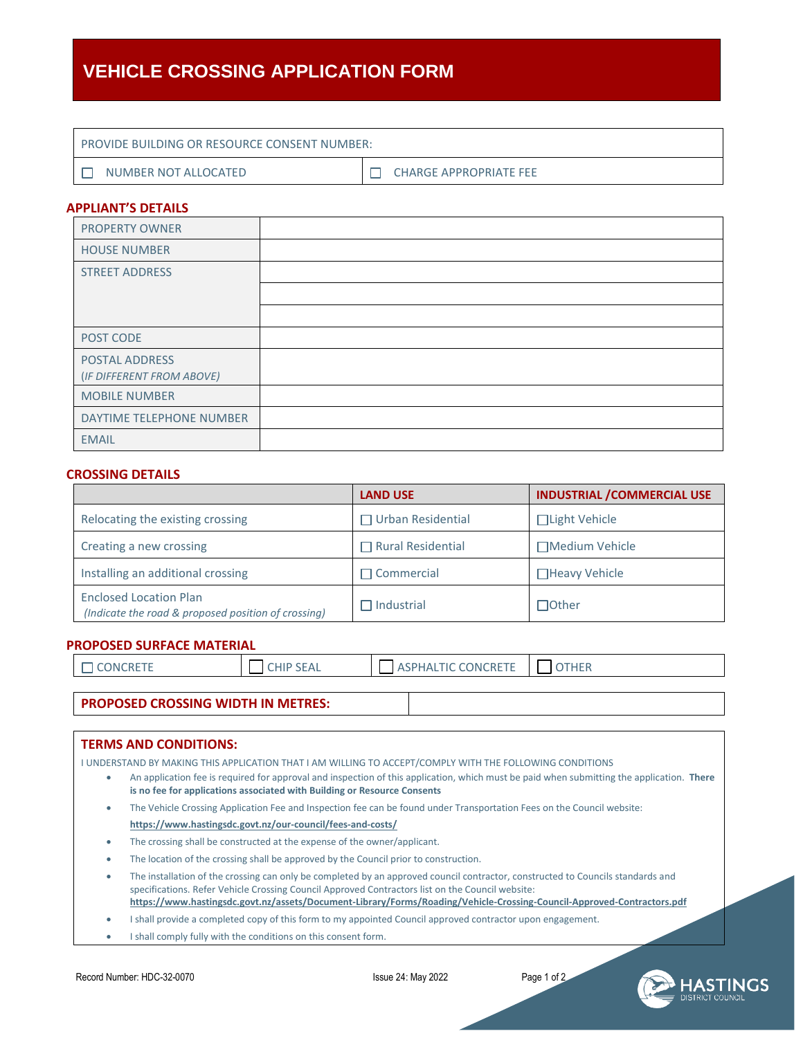# VEHICLE CROSSING APPLICATION FORM

| PROVIDE BUILDING OR RESOURCE CONSENT NUMBER: | |
|---|---|
| ☐ NUMBER NOT ALLOCATED | ☐ CHARGE APPROPRIATE FEE |

## APPLIANT'S DETAILS

| | |
|---|---|
| PROPERTY OWNER | |
| HOUSE NUMBER | |
| STREET ADDRESS | |
| | |
| | |
| POST CODE | |
| POSTAL ADDRESS (*IF DIFFERENT FROM ABOVE)* | |
| MOBILE NUMBER | |
| DAYTIME TELEPHONE NUMBER | |
| EMAIL | |

## CROSSING DETAILS

| | LAND USE | INDUSTRIAL /COMMERCIAL USE |
|---|---|---|
| Relocating the existing crossing | ☐ Urban Residential | ☐Light Vehicle |
| Creating a new crossing | ☐ Rural Residential | ☐Medium Vehicle |
| Installing an additional crossing | ☐ Commercial | ☐Heavy Vehicle |
| Enclosed Location Plan *(Indicate the road & proposed position of crossing)* | ☐ Industrial | ☐Other |

## PROPOSED SURFACE MATERIAL

| ☐ CONCRETE | ☐ CHIP SEAL | ☐ ASPHALTIC CONCRETE | ☐ OTHER |
|---|---|---|---|

| PROPOSED CROSSING WIDTH IN METRES: | |
|---|---|

## TERMS AND CONDITIONS:

I UNDERSTAND BY MAKING THIS APPLICATION THAT I AM WILLING TO ACCEPT/COMPLY WITH THE FOLLOWING CONDITIONS

- An application fee is required for approval and inspection of this application, which must be paid when submitting the application. **There is no fee for applications associated with Building or Resource Consents**
- The Vehicle Crossing Application Fee and Inspection fee can be found under Transportation Fees on the Council website: **https://www.hastingsdc.govt.nz/our-council/fees-and-costs/**
- The crossing shall be constructed at the expense of the owner/applicant.
- The location of the crossing shall be approved by the Council prior to construction.
- The installation of the crossing can only be completed by an approved council contractor, constructed to Councils standards and specifications. Refer Vehicle Crossing Council Approved Contractors list on the Council website: **https://www.hastingsdc.govt.nz/assets/Document-Library/Forms/Roading/Vehicle-Crossing-Council-Approved-Contractors.pdf**
- I shall provide a completed copy of this form to my appointed Council approved contractor upon engagement.
- I shall comply fully with the conditions on this consent form.

Record Number: HDC-32-0070 Issue 24: May 2022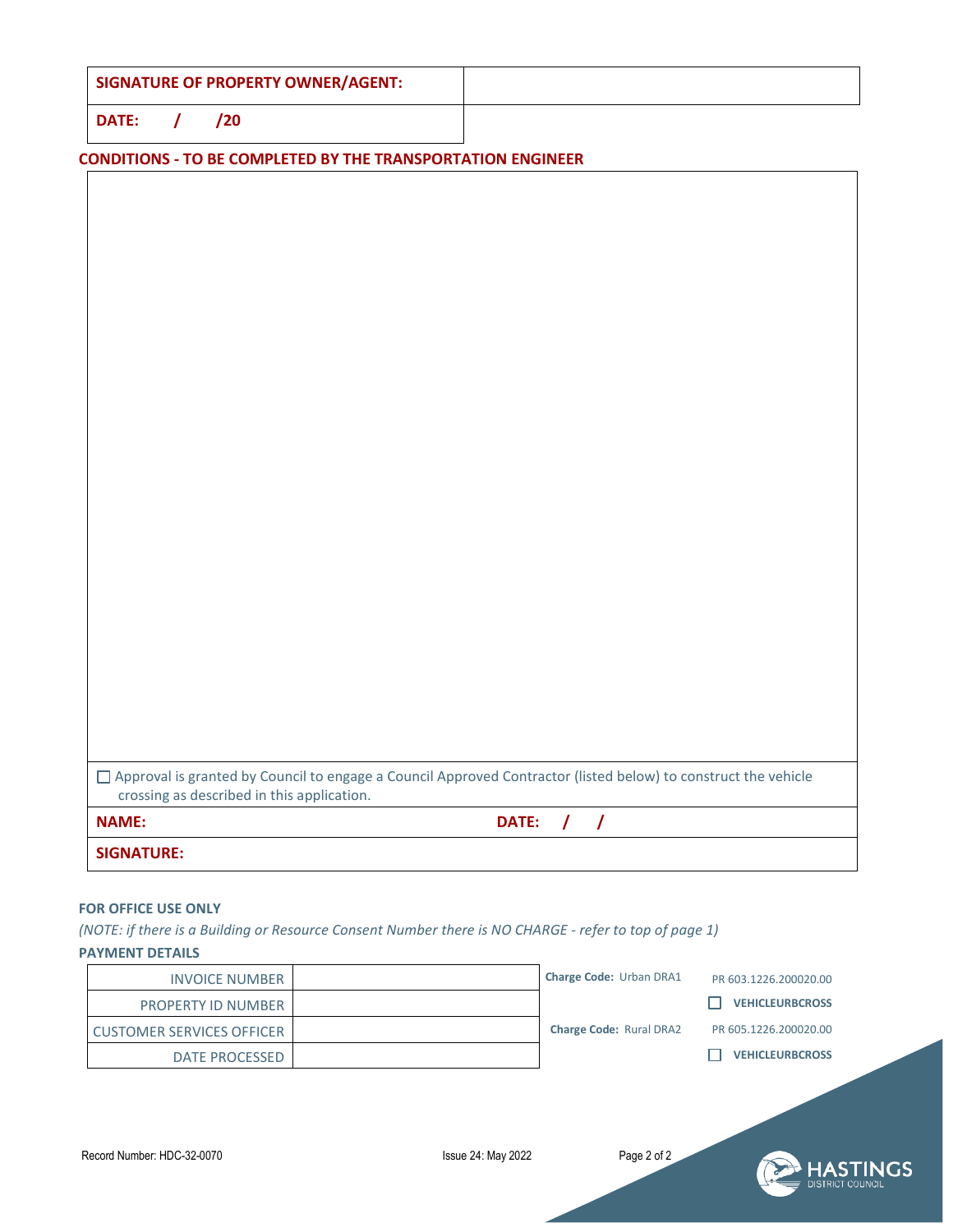| | |
|---|---|
| **SIGNATURE OF PROPERTY OWNER/AGENT:** | |
| **DATE: / /20** | |

## CONDITIONS - TO BE COMPLETED BY THE TRANSPORTATION ENGINEER

| |
|---|
| |
| ☐ Approval is granted by Council to engage a Council Approved Contractor (listed below) to construct the vehicle crossing as described in this application. |
| **NAME:** **DATE: / /** |
| **SIGNATURE:** |

**FOR OFFICE USE ONLY**

*(NOTE: if there is a Building or Resource Consent Number there is NO CHARGE - refer to top of page 1)*

**PAYMENT DETAILS**

| | | | |
|---|---|---|---|
| INVOICE NUMBER | | **Charge Code:** Urban DRA1 | PR 603.1226.200020.00 |
| PROPERTY ID NUMBER | | | ☐ **VEHICLEURBCROSS** |
| CUSTOMER SERVICES OFFICER | | **Charge Code:** Rural DRA2 | PR 605.1226.200020.00 |
| DATE PROCESSED | | | ☐ **VEHICLEURBCROSS** |

Record Number: HDC-32-0070 Issue 24: May 2022